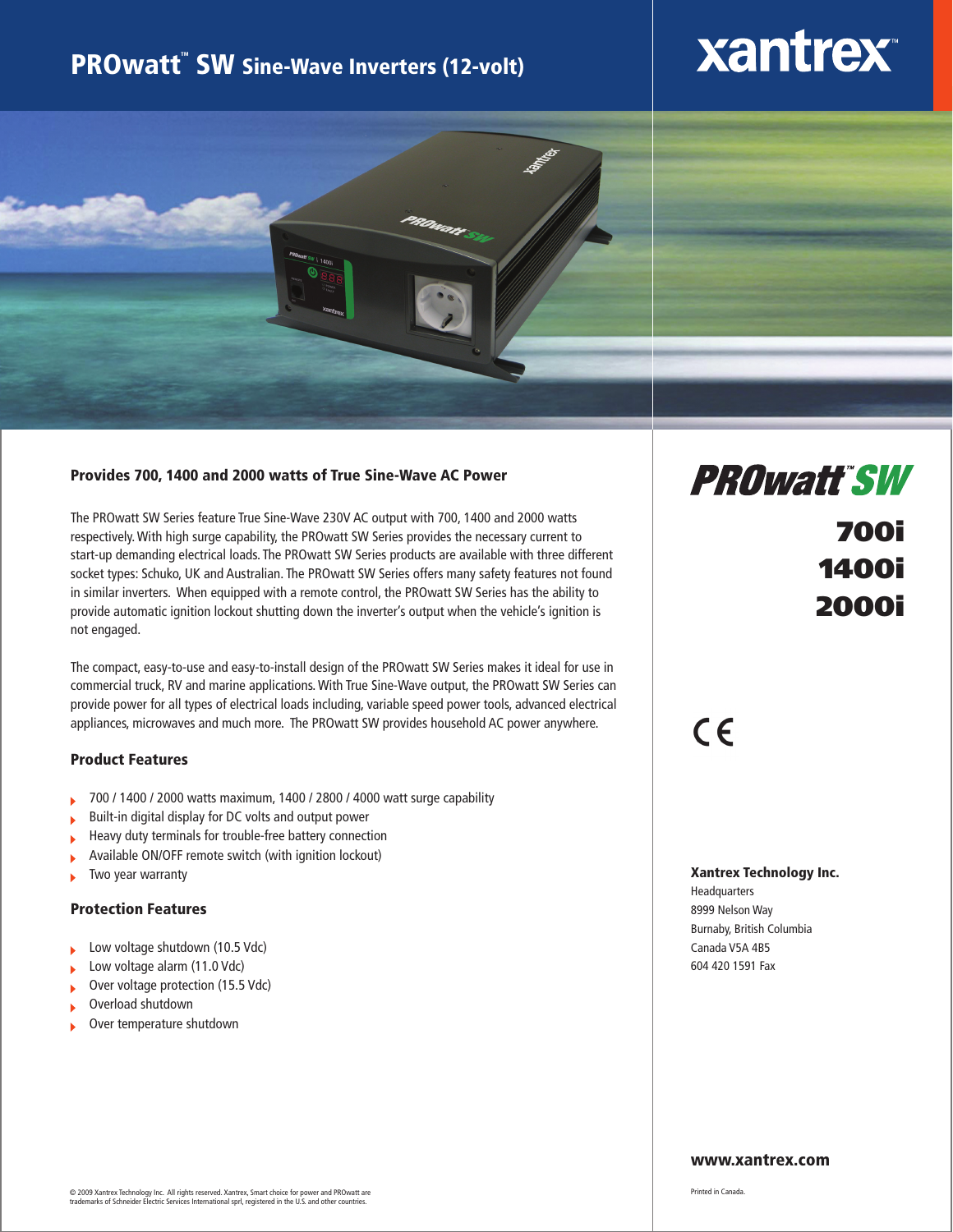# PROwatt™ SW Sine-Wave Inverters (12-volt)

xantrex™

## Provides 700, 1400 and 2000 watts of True Sine-Wave AC Power

The PROwatt SW Series feature True Sine-Wave 230V AC output with 700, 1400 and 2000 watts respectively. With high surge capability, the PROwatt SW Series provides the necessary current to start-up demanding electrical loads. The PROwatt SW Series products are available with three different socket types: Schuko, UK and Australian. The PROwatt SW Series offers many safety features not found in similar inverters. When equipped with a remote control, the PROwatt SW Series has the ability to provide automatic ignition lockout shutting down the inverter's output when the vehicle's ignition is not engaged.

The compact, easy-to-use and easy-to-install design of the PROwatt SW Series makes it ideal for use in commercial truck, RV and marine applications. With True Sine-Wave output, the PROwatt SW Series can provide power for all types of electrical loads including, variable speed power tools, advanced electrical appliances, microwaves and much more. The PROwatt SW provides household AC power anywhere.

### Product Features

- 700 / 1400 / 2000 watts maximum, 1400 / 2800 / 4000 watt surge capability
- Built-in digital display for DC volts and output power
- Heavy duty terminals for trouble-free battery connection
- Available ON/OFF remote switch (with ignition lockout)
- Two year warranty

### Protection Features

- Low voltage shutdown (10.5 Vdc)
- Low voltage alarm (11.0 Vdc)
- Over voltage protection (15.5 Vdc)
- Overload shutdown
- Over temperature shutdown

**PROwatt™ SW**

**700i**
**1400i**
**2000i**

CE

**Xantrex Technology Inc.**
Headquarters
8999 Nelson Way
Burnaby, British Columbia
Canada V5A 4B5
604 420 1591 Fax

**www.xantrex.com**

© 2009 Xantrex Technology Inc. All rights reserved. Xantrex, Smart choice for power and PROwatt are trademarks of Schneider Electric Services International sprl, registered in the U.S. and other countries.

Printed in Canada.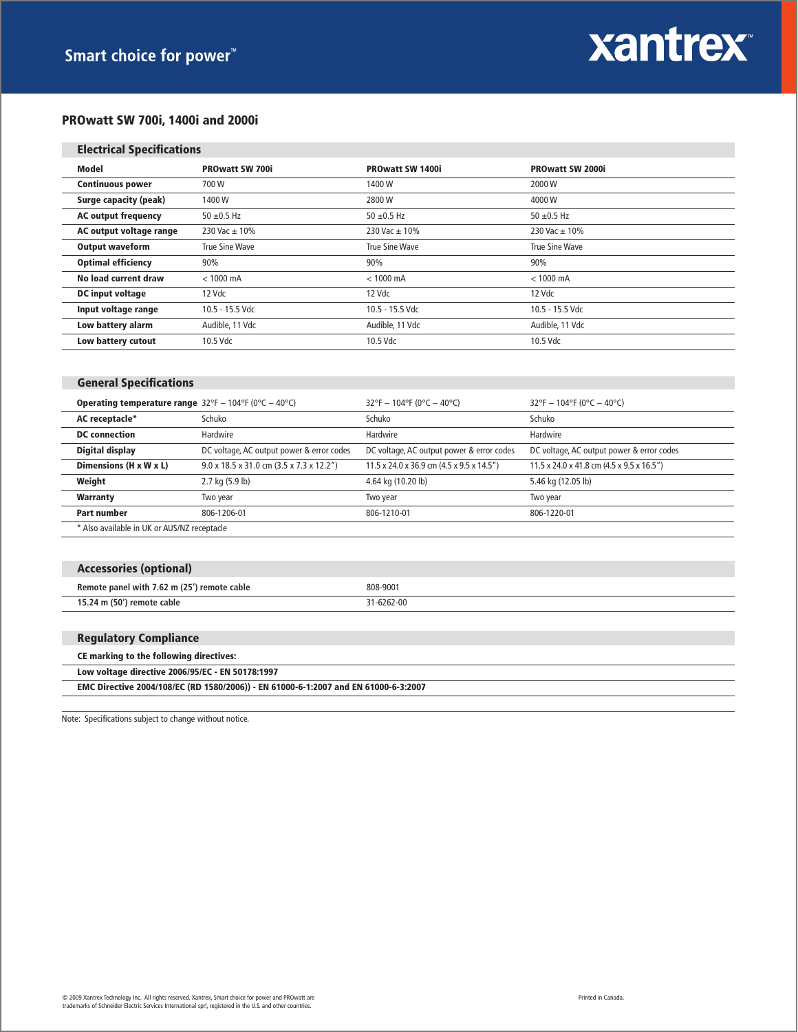Smart choice for power™

xantrex

## PROwatt SW 700i, 1400i and 2000i

### Electrical Specifications

| Model | PROwatt SW 700i | PROwatt SW 1400i | PROwatt SW 2000i |
|---|---|---|---|
| **Continuous power** | 700 W | 1400 W | 2000 W |
| **Surge capacity (peak)** | 1400 W | 2800 W | 4000 W |
| **AC output frequency** | 50 ±0.5 Hz | 50 ±0.5 Hz | 50 ±0.5 Hz |
| **AC output voltage range** | 230 Vac ± 10% | 230 Vac ± 10% | 230 Vac ± 10% |
| **Output waveform** | True Sine Wave | True Sine Wave | True Sine Wave |
| **Optimal efficiency** | 90% | 90% | 90% |
| **No load current draw** | < 1000 mA | < 1000 mA | < 1000 mA |
| **DC input voltage** | 12 Vdc | 12 Vdc | 12 Vdc |
| **Input voltage range** | 10.5 - 15.5 Vdc | 10.5 - 15.5 Vdc | 10.5 - 15.5 Vdc |
| **Low battery alarm** | Audible, 11 Vdc | Audible, 11 Vdc | Audible, 11 Vdc |
| **Low battery cutout** | 10.5 Vdc | 10.5 Vdc | 10.5 Vdc |

### General Specifications

| | | | |
|---|---|---|---|
| **Operating temperature range** | 32°F – 104°F (0°C – 40°C) | 32°F – 104°F (0°C – 40°C) | 32°F – 104°F (0°C – 40°C) |
| **AC receptacle*** | Schuko | Schuko | Schuko |
| **DC connection** | Hardwire | Hardwire | Hardwire |
| **Digital display** | DC voltage, AC output power & error codes | DC voltage, AC output power & error codes | DC voltage, AC output power & error codes |
| **Dimensions (H x W x L)** | 9.0 x 18.5 x 31.0 cm (3.5 x 7.3 x 12.2") | 11.5 x 24.0 x 36.9 cm (4.5 x 9.5 x 14.5") | 11.5 x 24.0 x 41.8 cm (4.5 x 9.5 x 16.5") |
| **Weight** | 2.7 kg (5.9 lb) | 4.64 kg (10.20 lb) | 5.46 kg (12.05 lb) |
| **Warranty** | Two year | Two year | Two year |
| **Part number** | 806-1206-01 | 806-1210-01 | 806-1220-01 |

* Also available in UK or AUS/NZ receptacle

### Accessories (optional)

| | |
|---|---|
| **Remote panel with 7.62 m (25') remote cable** | 808-9001 |
| **15.24 m (50') remote cable** | 31-6262-00 |

### Regulatory Compliance

**CE marking to the following directives:**

**Low voltage directive 2006/95/EC - EN 50178:1997**

**EMC Directive 2004/108/EC (RD 1580/2006)) - EN 61000-6-1:2007 and EN 61000-6-3:2007**

Note: Specifications subject to change without notice.

© 2009 Xantrex Technology Inc. All rights reserved. Xantrex, Smart choice for power and PROwatt are trademarks of Schneider Electric Services International sprl, registered in the U.S. and other countries.

Printed in Canada.